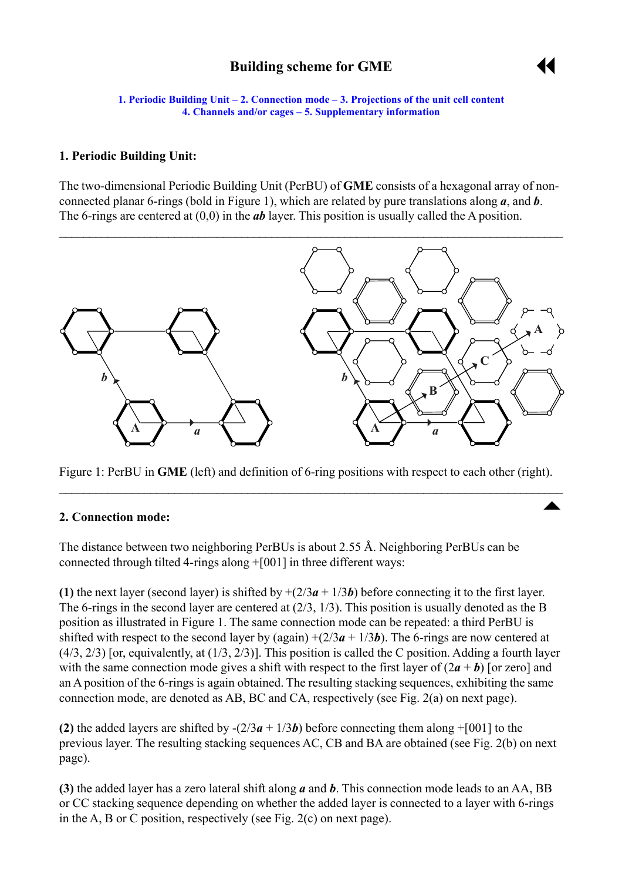# Building scheme for GME

1. Periodic Building Unit – 2. Connection mode – 3. Projections of the unit cell content
4. Channels and/or cages – 5. Supplementary information

## 1. Periodic Building Unit:

The two-dimensional Periodic Building Unit (PerBU) of **GME** consists of a hexagonal array of non-connected planar 6-rings (bold in Figure 1), which are related by pure translations along ***a***, and ***b***. The 6-rings are centered at (0,0) in the ***ab*** layer. This position is usually called the A position.

Figure 1: PerBU in **GME** (left) and definition of 6-ring positions with respect to each other (right).

## 2. Connection mode:

The distance between two neighboring PerBUs is about 2.55 Å. Neighboring PerBUs can be connected through tilted 4-rings along +[001] in three different ways:

**(1)** the next layer (second layer) is shifted by +(2/3***a*** + 1/3***b***) before connecting it to the first layer. The 6-rings in the second layer are centered at (2/3, 1/3). This position is usually denoted as the B position as illustrated in Figure 1. The same connection mode can be repeated: a third PerBU is shifted with respect to the second layer by (again) +(2/3***a*** + 1/3***b***). The 6-rings are now centered at (4/3, 2/3) [or, equivalently, at (1/3, 2/3)]. This position is called the C position. Adding a fourth layer with the same connection mode gives a shift with respect to the first layer of (2***a*** + ***b***) [or zero] and an A position of the 6-rings is again obtained. The resulting stacking sequences, exhibiting the same connection mode, are denoted as AB, BC and CA, respectively (see Fig. 2(a) on next page).

**(2)** the added layers are shifted by -(2/3***a*** + 1/3***b***) before connecting them along +[001] to the previous layer. The resulting stacking sequences AC, CB and BA are obtained (see Fig. 2(b) on next page).

**(3)** the added layer has a zero lateral shift along ***a*** and ***b***. This connection mode leads to an AA, BB or CC stacking sequence depending on whether the added layer is connected to a layer with 6-rings in the A, B or C position, respectively (see Fig. 2(c) on next page).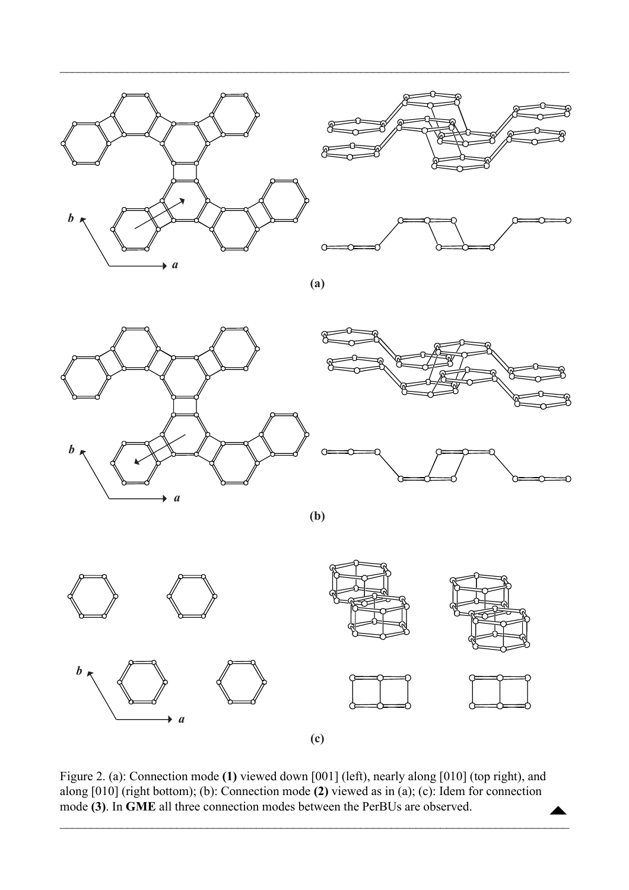(a)

(b)

(c)

Figure 2. (a): Connection mode **(1)** viewed down [001] (left), nearly along [010] (top right), and along [010] (right bottom); (b): Connection mode **(2)** viewed as in (a); (c): Idem for connection mode **(3)**. In **GME** all three connection modes between the PerBUs are observed.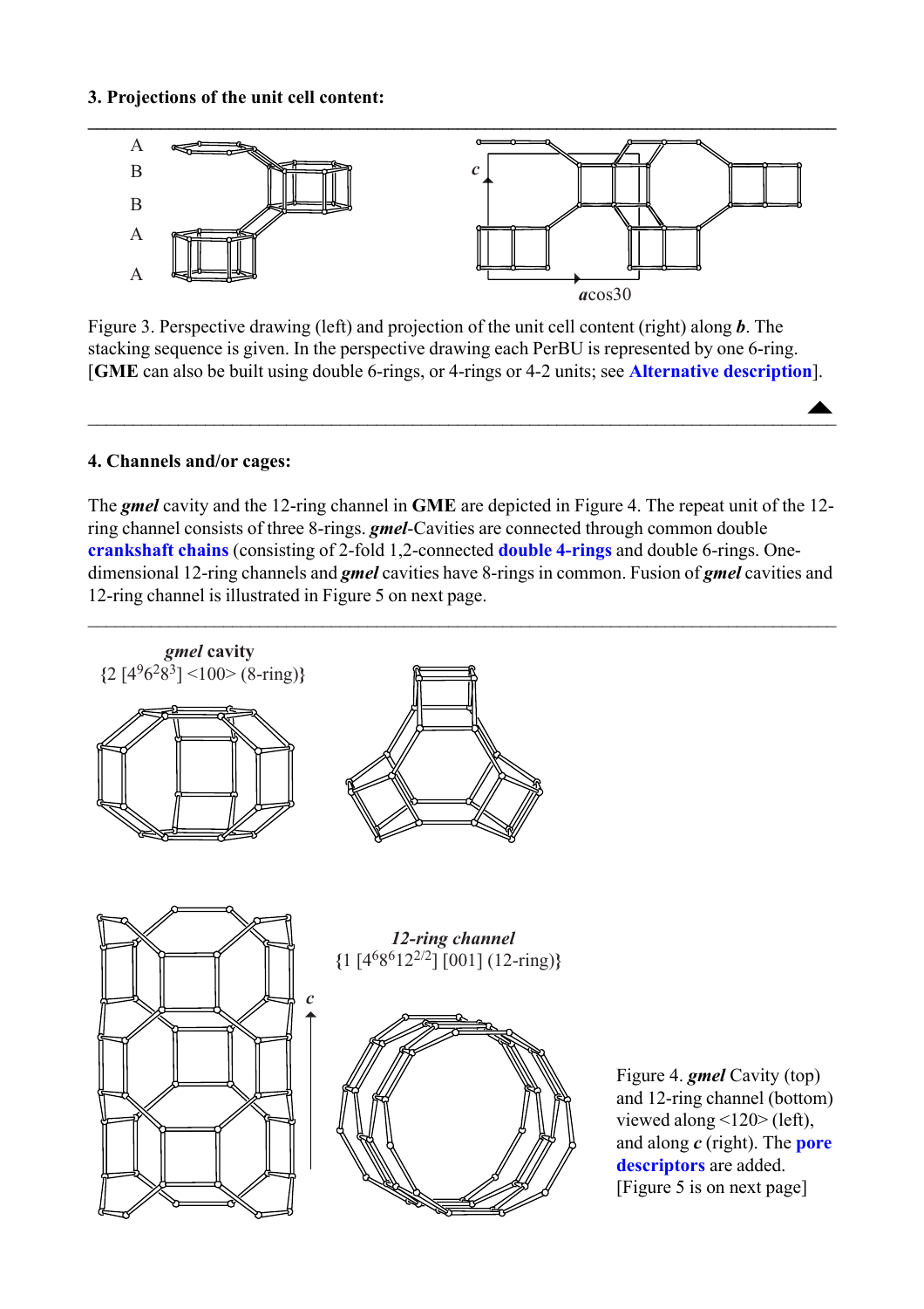**3. Projections of the unit cell content:**

Figure 3. Perspective drawing (left) and projection of the unit cell content (right) along ***b***. The stacking sequence is given. In the perspective drawing each PerBU is represented by one 6-ring. [**GME** can also be built using double 6-rings, or 4-rings or 4-2 units; see **Alternative description**].

**4. Channels and/or cages:**

The ***gmel*** cavity and the 12-ring channel in **GME** are depicted in Figure 4. The repeat unit of the 12-ring channel consists of three 8-rings. ***gmel***-Cavities are connected through common double **crankshaft chains** (consisting of 2-fold 1,2-connected **double 4-rings** and double 6-rings. One-dimensional 12-ring channels and ***gmel*** cavities have 8-rings in common. Fusion of ***gmel*** cavities and 12-ring channel is illustrated in Figure 5 on next page.

***gmel*** **cavity**
{2 [$4^9 6^2 8^3$] <100> (8-ring)}

***12-ring channel***
{1 [$4^6 8^6 12^{2/2}$] [001] (12-ring)}

Figure 4. ***gmel*** Cavity (top) and 12-ring channel (bottom) viewed along <120> (left), and along ***c*** (right). The **pore descriptors** are added.
[Figure 5 is on next page]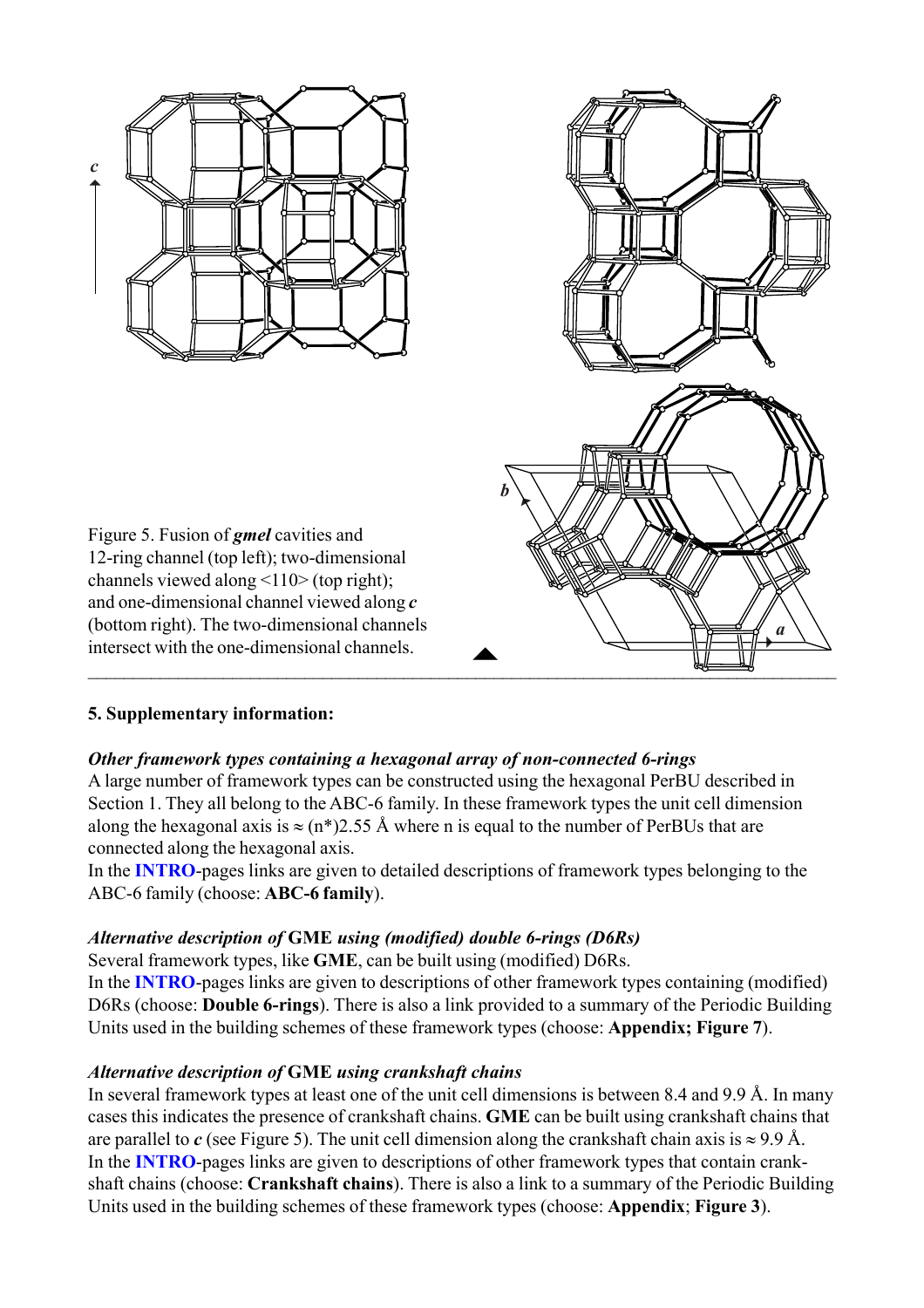Figure 5. Fusion of ***gmel*** cavities and 12-ring channel (top left); two-dimensional channels viewed along <110> (top right); and one-dimensional channel viewed along ***c*** (bottom right). The two-dimensional channels intersect with the one-dimensional channels.

---

**5. Supplementary information:**

***Other framework types containing a hexagonal array of non-connected 6-rings***

A large number of framework types can be constructed using the hexagonal PerBU described in Section 1. They all belong to the ABC-6 family. In these framework types the unit cell dimension along the hexagonal axis is ≈ (n*)2.55 Å where n is equal to the number of PerBUs that are connected along the hexagonal axis.

In the **INTRO**-pages links are given to detailed descriptions of framework types belonging to the ABC-6 family (choose: **ABC-6 family**).

***Alternative description of* GME *using (modified) double 6-rings (D6Rs)***

Several framework types, like **GME**, can be built using (modified) D6Rs.

In the **INTRO**-pages links are given to descriptions of other framework types containing (modified) D6Rs (choose: **Double 6-rings**). There is also a link provided to a summary of the Periodic Building Units used in the building schemes of these framework types (choose: **Appendix; Figure 7**).

***Alternative description of* GME *using crankshaft chains***

In several framework types at least one of the unit cell dimensions is between 8.4 and 9.9 Å. In many cases this indicates the presence of crankshaft chains. **GME** can be built using crankshaft chains that are parallel to ***c*** (see Figure 5). The unit cell dimension along the crankshaft chain axis is ≈ 9.9 Å.

In the **INTRO**-pages links are given to descriptions of other framework types that contain crankshaft chains (choose: **Crankshaft chains**). There is also a link to a summary of the Periodic Building Units used in the building schemes of these framework types (choose: **Appendix**; **Figure 3**).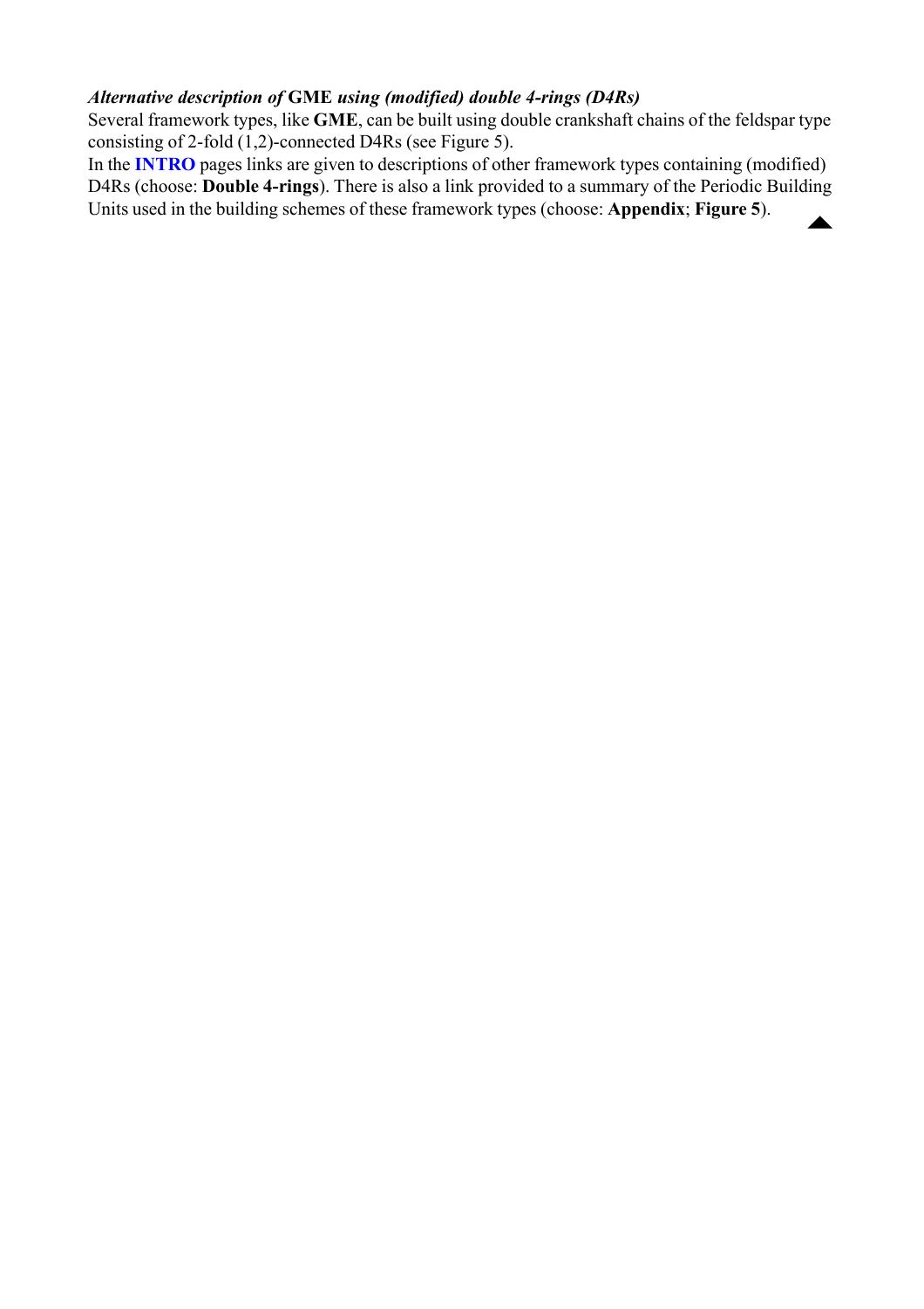### *Alternative description of* **GME** *using (modified) double 4-rings (D4Rs)*

Several framework types, like **GME**, can be built using double crankshaft chains of the feldspar type consisting of 2-fold (1,2)-connected D4Rs (see Figure 5).

In the **INTRO** pages links are given to descriptions of other framework types containing (modified) D4Rs (choose: **Double 4-rings**). There is also a link provided to a summary of the Periodic Building Units used in the building schemes of these framework types (choose: **Appendix**; **Figure 5**).